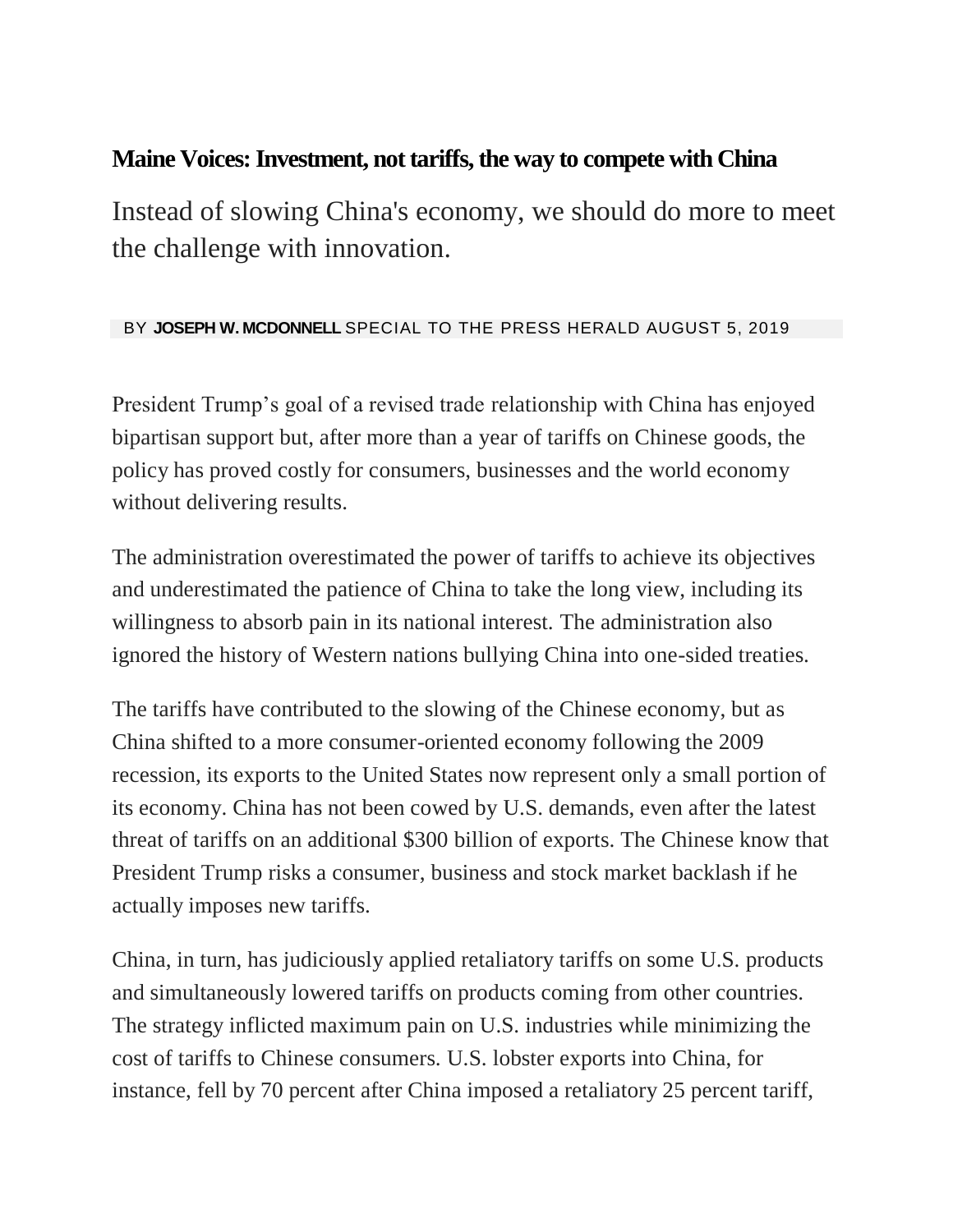# Maine Voices: Investment, not tariffs, the way to compete with China

Instead of slowing China's economy, we should do more to meet the challenge with innovation.

BY **JOSEPH W. MCDONNELL** SPECIAL TO THE PRESS HERALD AUGUST 5, 2019

President Trump's goal of a revised trade relationship with China has enjoyed bipartisan support but, after more than a year of tariffs on Chinese goods, the policy has proved costly for consumers, businesses and the world economy without delivering results.

The administration overestimated the power of tariffs to achieve its objectives and underestimated the patience of China to take the long view, including its willingness to absorb pain in its national interest. The administration also ignored the history of Western nations bullying China into one-sided treaties.

The tariffs have contributed to the slowing of the Chinese economy, but as China shifted to a more consumer-oriented economy following the 2009 recession, its exports to the United States now represent only a small portion of its economy. China has not been cowed by U.S. demands, even after the latest threat of tariffs on an additional $300 billion of exports. The Chinese know that President Trump risks a consumer, business and stock market backlash if he actually imposes new tariffs.

China, in turn, has judiciously applied retaliatory tariffs on some U.S. products and simultaneously lowered tariffs on products coming from other countries. The strategy inflicted maximum pain on U.S. industries while minimizing the cost of tariffs to Chinese consumers. U.S. lobster exports into China, for instance, fell by 70 percent after China imposed a retaliatory 25 percent tariff,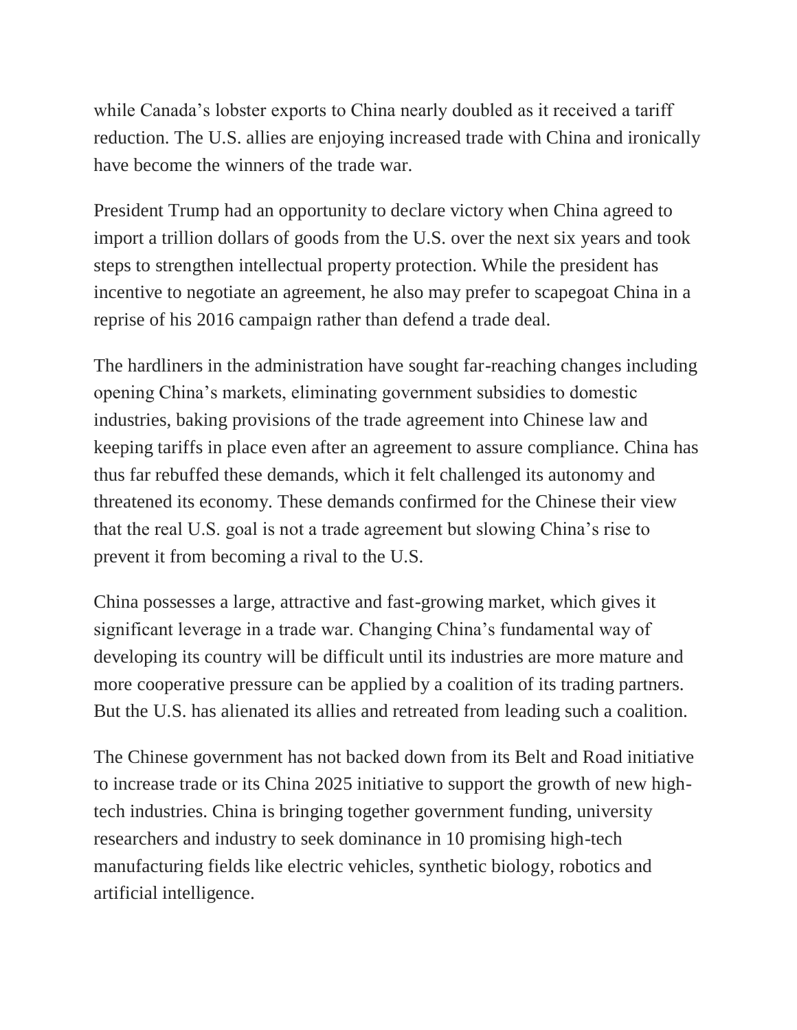while Canada's lobster exports to China nearly doubled as it received a tariff reduction. The U.S. allies are enjoying increased trade with China and ironically have become the winners of the trade war.

President Trump had an opportunity to declare victory when China agreed to import a trillion dollars of goods from the U.S. over the next six years and took steps to strengthen intellectual property protection. While the president has incentive to negotiate an agreement, he also may prefer to scapegoat China in a reprise of his 2016 campaign rather than defend a trade deal.

The hardliners in the administration have sought far-reaching changes including opening China's markets, eliminating government subsidies to domestic industries, baking provisions of the trade agreement into Chinese law and keeping tariffs in place even after an agreement to assure compliance. China has thus far rebuffed these demands, which it felt challenged its autonomy and threatened its economy. These demands confirmed for the Chinese their view that the real U.S. goal is not a trade agreement but slowing China's rise to prevent it from becoming a rival to the U.S.

China possesses a large, attractive and fast-growing market, which gives it significant leverage in a trade war. Changing China's fundamental way of developing its country will be difficult until its industries are more mature and more cooperative pressure can be applied by a coalition of its trading partners. But the U.S. has alienated its allies and retreated from leading such a coalition.

The Chinese government has not backed down from its Belt and Road initiative to increase trade or its China 2025 initiative to support the growth of new high-tech industries. China is bringing together government funding, university researchers and industry to seek dominance in 10 promising high-tech manufacturing fields like electric vehicles, synthetic biology, robotics and artificial intelligence.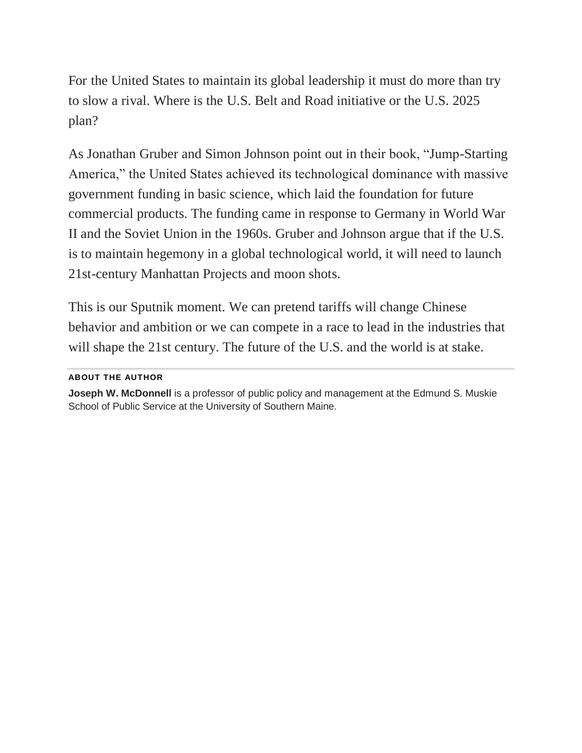For the United States to maintain its global leadership it must do more than try to slow a rival. Where is the U.S. Belt and Road initiative or the U.S. 2025 plan?

As Jonathan Gruber and Simon Johnson point out in their book, "Jump-Starting America," the United States achieved its technological dominance with massive government funding in basic science, which laid the foundation for future commercial products. The funding came in response to Germany in World War II and the Soviet Union in the 1960s. Gruber and Johnson argue that if the U.S. is to maintain hegemony in a global technological world, it will need to launch 21st-century Manhattan Projects and moon shots.

This is our Sputnik moment. We can pretend tariffs will change Chinese behavior and ambition or we can compete in a race to lead in the industries that will shape the 21st century. The future of the U.S. and the world is at stake.

---

**ABOUT THE AUTHOR**

**Joseph W. McDonnell** is a professor of public policy and management at the Edmund S. Muskie School of Public Service at the University of Southern Maine.